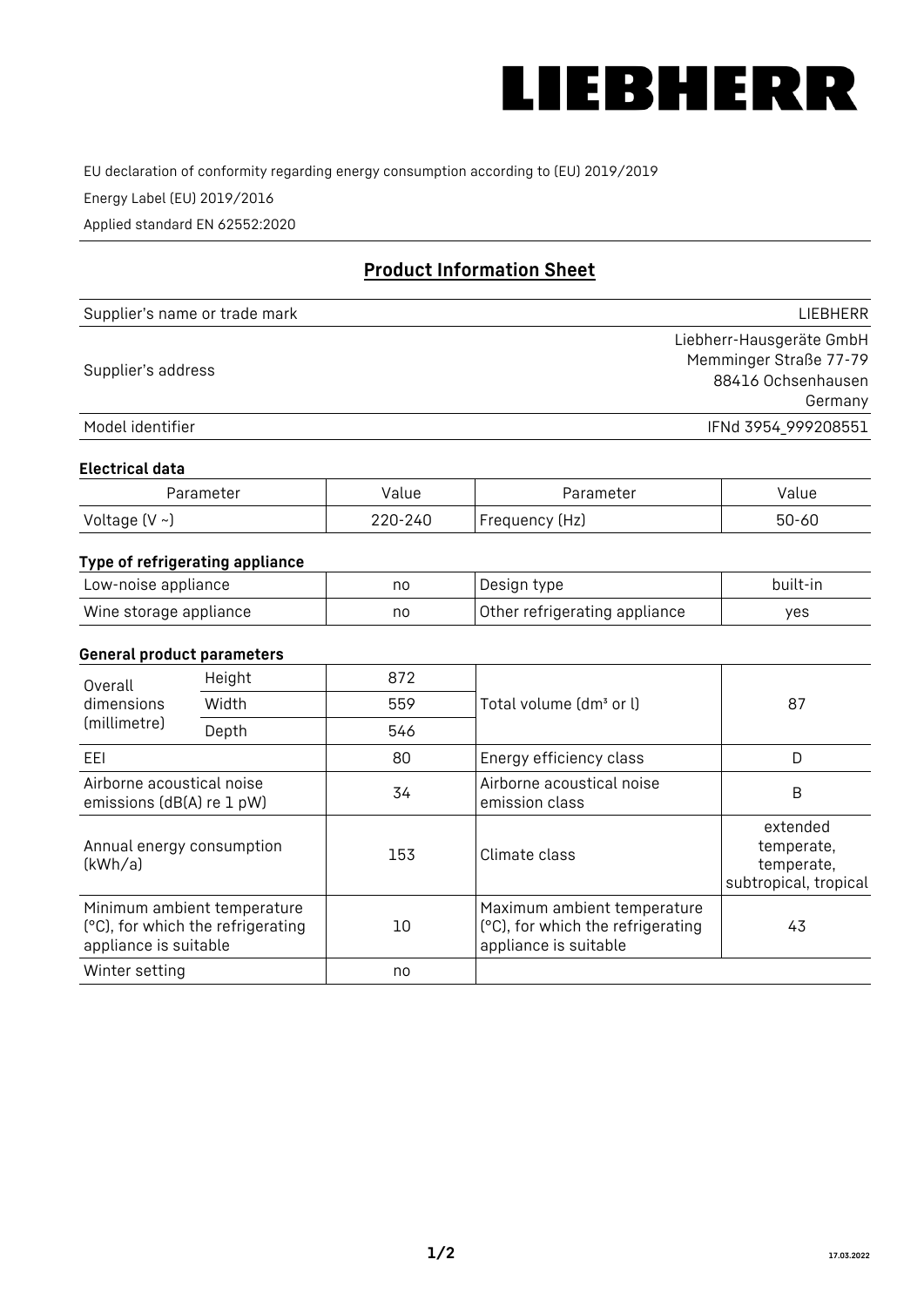LIEBHERR

EU declaration of conformity regarding energy consumption according to (EU) 2019/2019

Energy Label (EU) 2019/2016

Applied standard EN 62552:2020

## Product Information Sheet

| | |
|---|---|
| Supplier's name or trade mark | LIEBHERR |
| Supplier's address | Liebherr-Hausgeräte GmbH<br>Memminger Straße 77-79<br>88416 Ochsenhausen<br>Germany |
| Model identifier | IFNd 3954_999208551 |

### Electrical data

| Parameter | Value | Parameter | Value |
|---|---|---|---|
| Voltage (V ~) | 220-240 | Frequency (Hz) | 50-60 |

### Type of refrigerating appliance

| | | | |
|---|---|---|---|
| Low-noise appliance | no | Design type | built-in |
| Wine storage appliance | no | Other refrigerating appliance | yes |

### General product parameters

| | | | | |
|---|---|---|---|---|
| Overall dimensions (millimetre) | Height | 872 | Total volume (dm³ or l) | 87 |
| | Width | 559 | | |
| | Depth | 546 | | |
| EEI | | 80 | Energy efficiency class | D |
| Airborne acoustical noise emissions (dB(A) re 1 pW) | | 34 | Airborne acoustical noise emission class | B |
| Annual energy consumption (kWh/a) | | 153 | Climate class | extended temperate, temperate, subtropical, tropical |
| Minimum ambient temperature (°C), for which the refrigerating appliance is suitable | | 10 | Maximum ambient temperature (°C), for which the refrigerating appliance is suitable | 43 |
| Winter setting | | no | | |

17.03.2022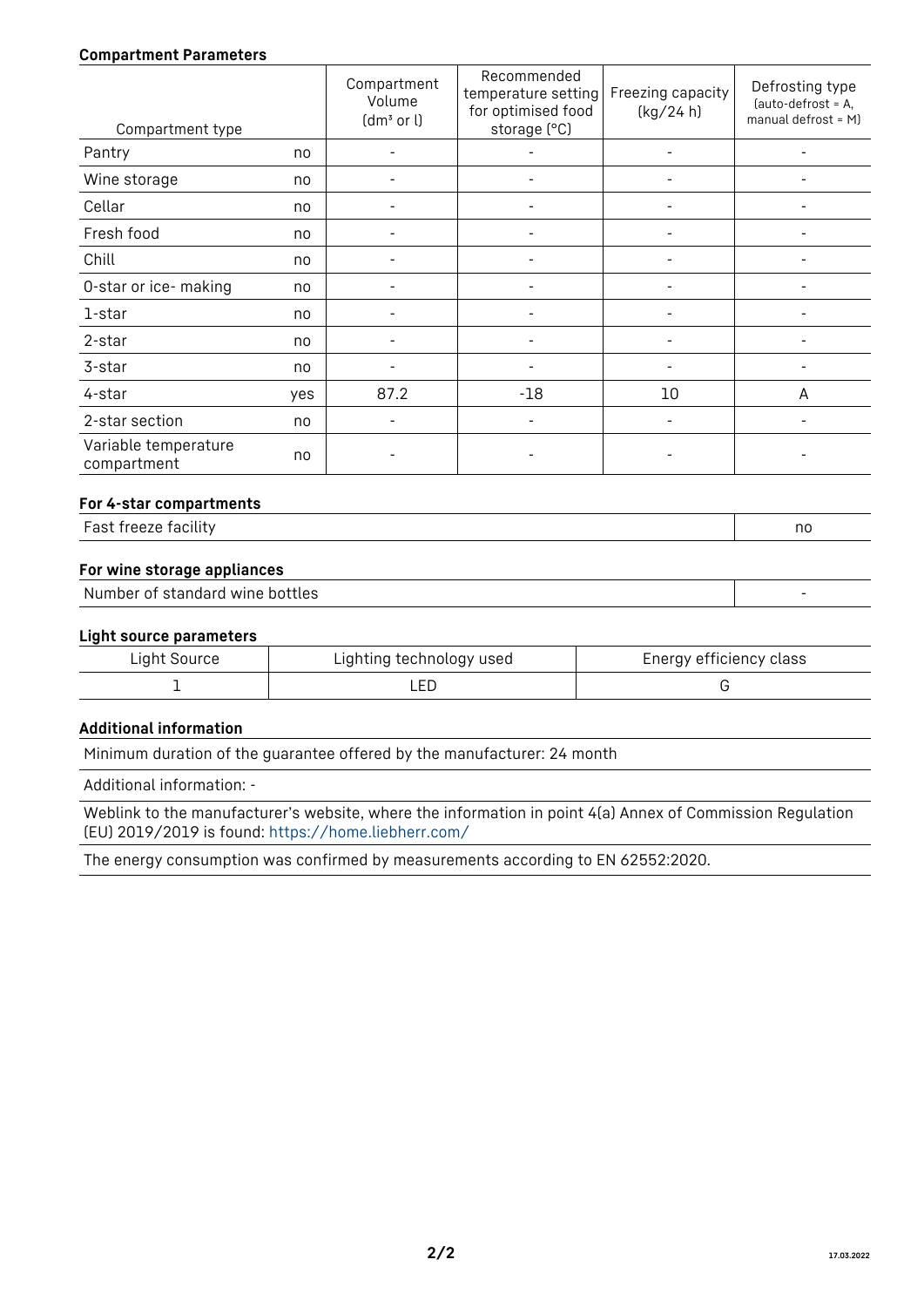### Compartment Parameters

| Compartment type | | Compartment Volume (dm³ or l) | Recommended temperature setting for optimised food storage (°C) | Freezing capacity (kg/24 h) | Defrosting type (auto-defrost = A, manual defrost = M) |
|---|---|---|---|---|---|
| Pantry | no | - | - | - | - |
| Wine storage | no | - | - | - | - |
| Cellar | no | - | - | - | - |
| Fresh food | no | - | - | - | - |
| Chill | no | - | - | - | - |
| 0-star or ice- making | no | - | - | - | - |
| 1-star | no | - | - | - | - |
| 2-star | no | - | - | - | - |
| 3-star | no | - | - | - | - |
| 4-star | yes | 87.2 | -18 | 10 | A |
| 2-star section | no | - | - | - | - |
| Variable temperature compartment | no | - | - | - | - |

### For 4-star compartments

| | |
|---|---|
| Fast freeze facility | no |

### For wine storage appliances

| | |
|---|---|
| Number of standard wine bottles | - |

### Light source parameters

| Light Source | Lighting technology used | Energy efficiency class |
|---|---|---|
| 1 | LED | G |

### Additional information

Minimum duration of the guarantee offered by the manufacturer: 24 month

Additional information: -

Weblink to the manufacturer's website, where the information in point 4(a) Annex of Commission Regulation (EU) 2019/2019 is found: https://home.liebherr.com/

The energy consumption was confirmed by measurements according to EN 62552:2020.

17.03.2022